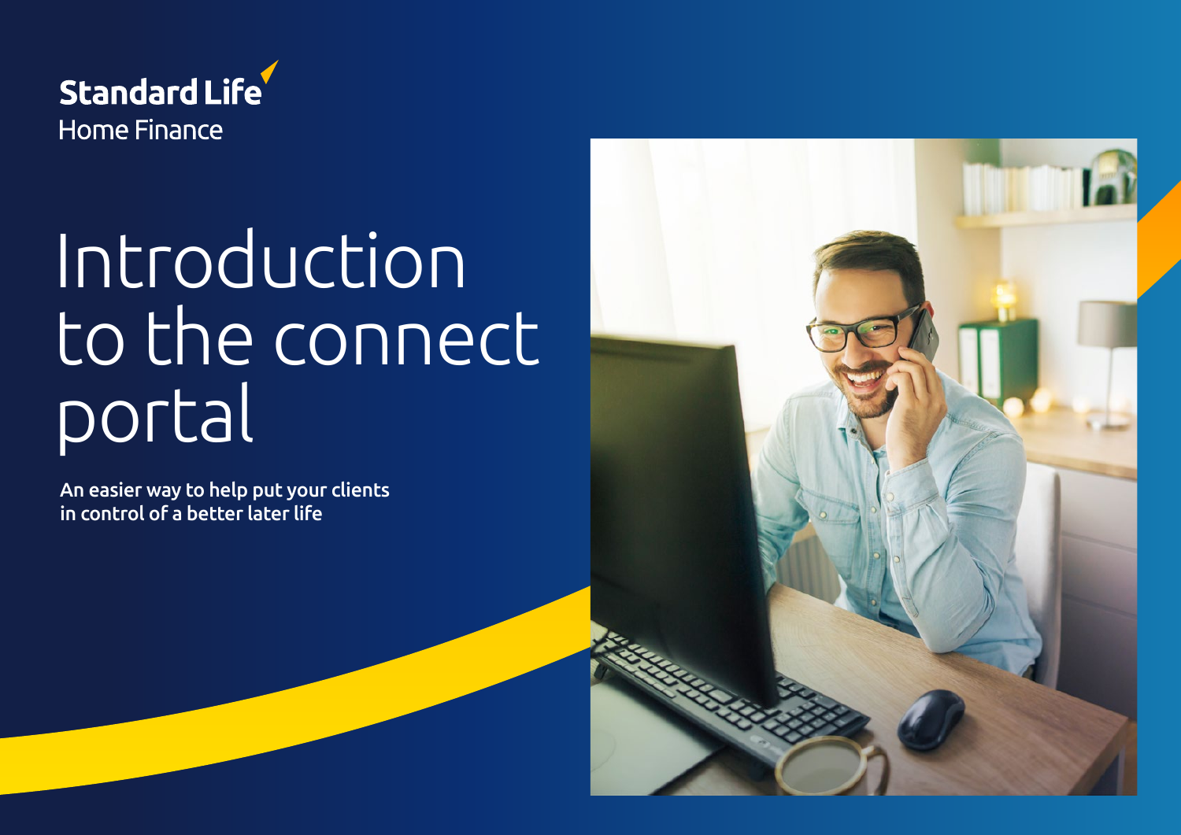Standard Life

Home Finance

# Introduction to the connect portal

**An easier way to help put your clients in control of a better later life**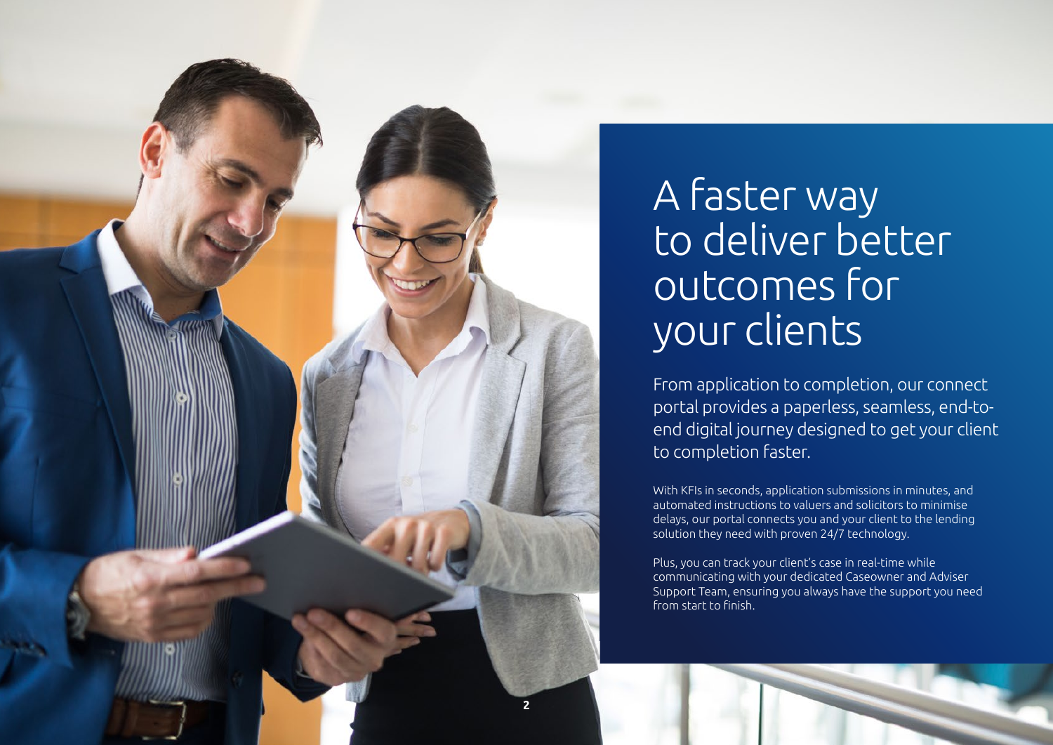# A faster way to deliver better outcomes for your clients

From application to completion, our connect portal provides a paperless, seamless, end-to-end digital journey designed to get your client to completion faster.

With KFIs in seconds, application submissions in minutes, and automated instructions to valuers and solicitors to minimise delays, our portal connects you and your client to the lending solution they need with proven 24/7 technology.

Plus, you can track your client's case in real-time while communicating with your dedicated Caseowner and Adviser Support Team, ensuring you always have the support you need from start to finish.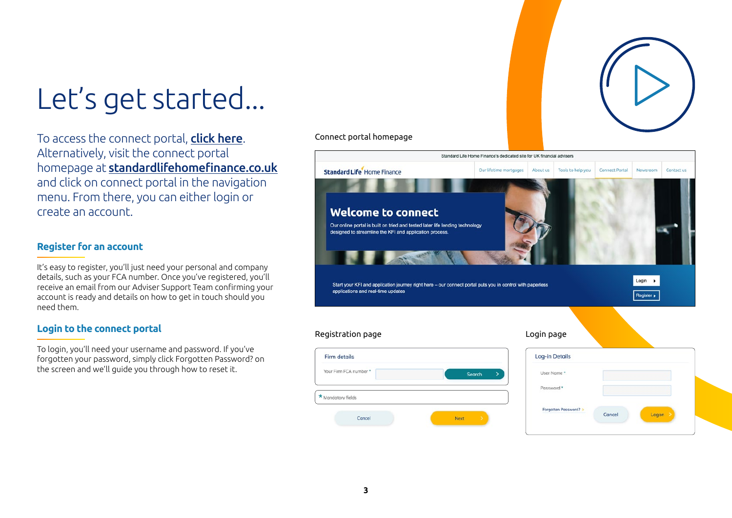# Let's get started...

To access the connect portal, **click here**. Alternatively, visit the connect portal homepage at **standardlifehomefinance.co.uk** and click on connect portal in the navigation menu. From there, you can either login or create an account.

## Register for an account

It's easy to register, you'll just need your personal and company details, such as your FCA number. Once you've registered, you'll receive an email from our Adviser Support Team confirming your account is ready and details on how to get in touch should you need them.

## Login to the connect portal

To login, you'll need your username and password. If you've forgotten your password, simply click Forgotten Password? on the screen and we'll guide you through how to reset it.

Connect portal homepage

Standard Life Home Finance's dedicated site for UK financial advisers

Standard Life Home Finance | Our lifetime mortgages | About us | Tools to help you | Connect Portal | Newsroom | Contact us

**Welcome to connect**

Our online portal is built on tried and tested later life lending technology designed to streamline the KFI and application process.

Start your KFI and application journey right here – our connect portal puts you in control with paperless applications and real-time updates

Login

Register

Registration page

Firm details

Your Firm FCA number * | Search

* Mandatory fields

Cancel | Next

Login page

Log-in Details

User Name *

Password *

Forgotten Password? | Cancel | Logon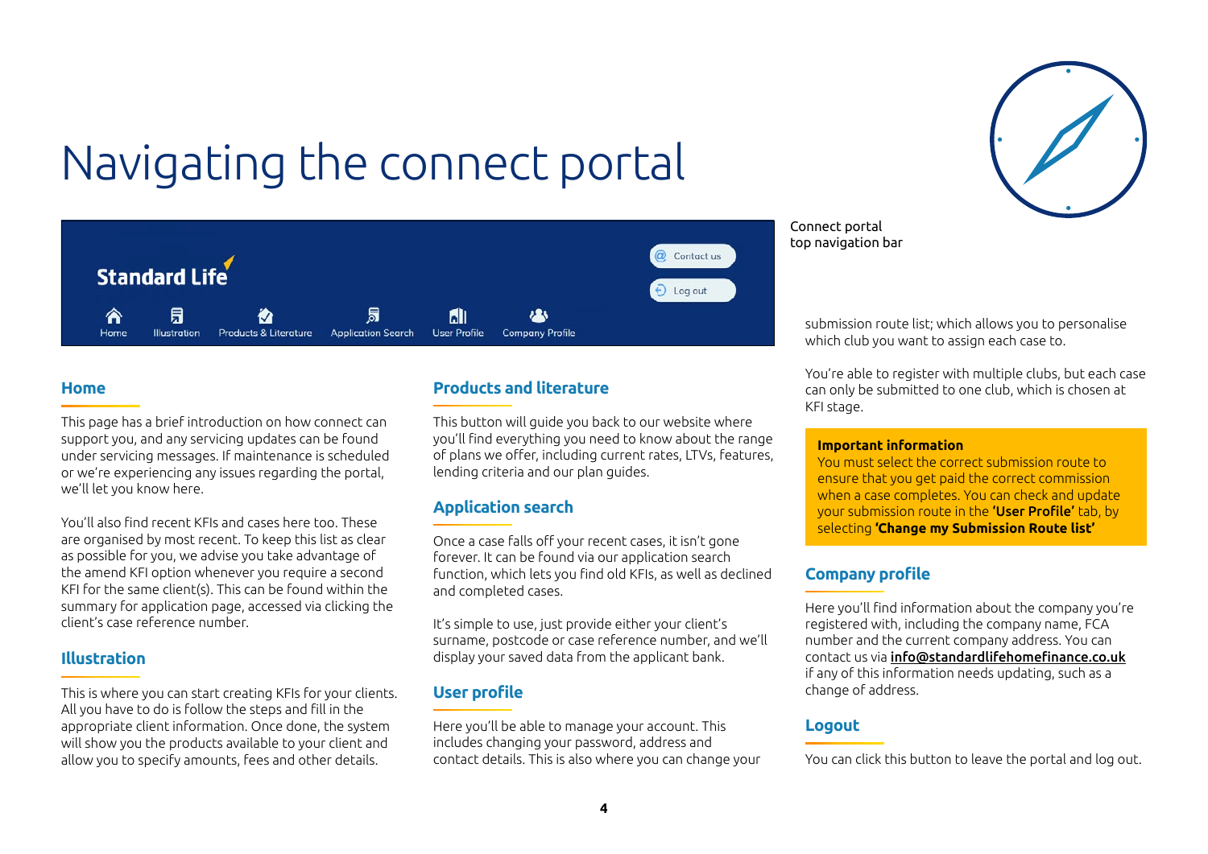# Navigating the connect portal

Connect portal top navigation bar

## Home

This page has a brief introduction on how connect can support you, and any servicing updates can be found under servicing messages. If maintenance is scheduled or we're experiencing any issues regarding the portal, we'll let you know here.

You'll also find recent KFIs and cases here too. These are organised by most recent. To keep this list as clear as possible for you, we advise you take advantage of the amend KFI option whenever you require a second KFI for the same client(s). This can be found within the summary for application page, accessed via clicking the client's case reference number.

## Illustration

This is where you can start creating KFIs for your clients. All you have to do is follow the steps and fill in the appropriate client information. Once done, the system will show you the products available to your client and allow you to specify amounts, fees and other details.

## Products and literature

This button will guide you back to our website where you'll find everything you need to know about the range of plans we offer, including current rates, LTVs, features, lending criteria and our plan guides.

## Application search

Once a case falls off your recent cases, it isn't gone forever. It can be found via our application search function, which lets you find old KFIs, as well as declined and completed cases.

It's simple to use, just provide either your client's surname, postcode or case reference number, and we'll display your saved data from the applicant bank.

## User profile

Here you'll be able to manage your account. This includes changing your password, address and contact details. This is also where you can change your submission route list; which allows you to personalise which club you want to assign each case to.

You're able to register with multiple clubs, but each case can only be submitted to one club, which is chosen at KFI stage.

**Important information**
You must select the correct submission route to ensure that you get paid the correct commission when a case completes. You can check and update your submission route in the **'User Profile'** tab, by selecting **'Change my Submission Route list'**

## Company profile

Here you'll find information about the company you're registered with, including the company name, FCA number and the current company address. You can contact us via **info@standardlifehomefinance.co.uk** if any of this information needs updating, such as a change of address.

## Logout

You can click this button to leave the portal and log out.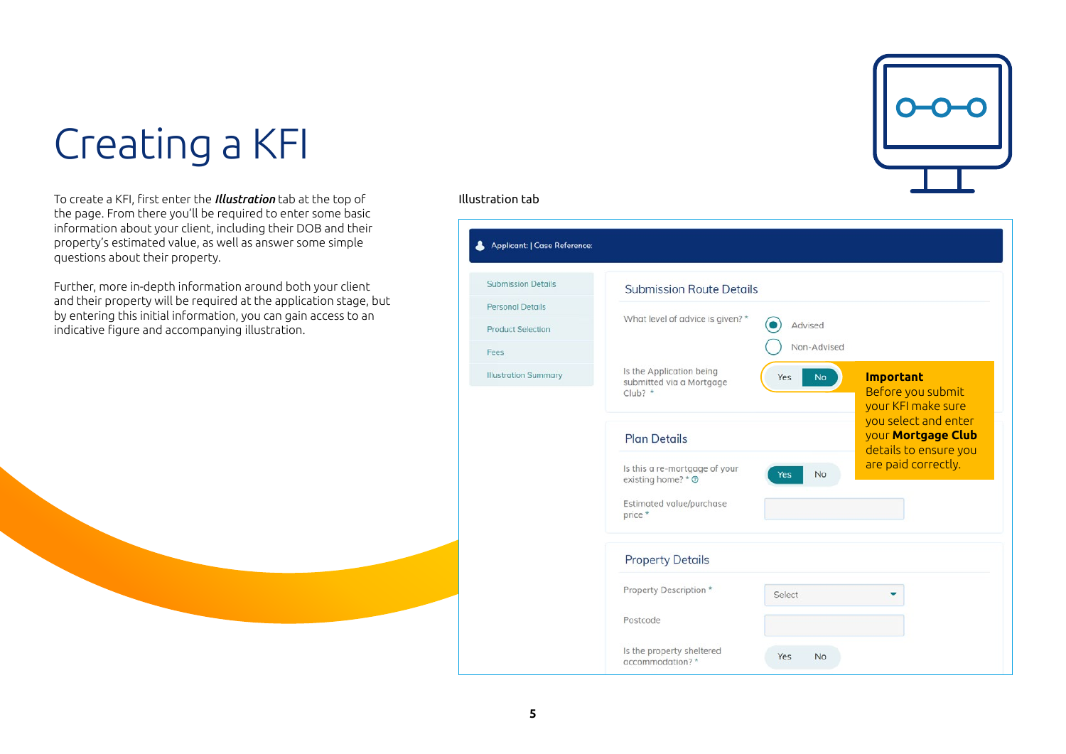# Creating a KFI

To create a KFI, first enter the ***Illustration*** tab at the top of the page. From there you'll be required to enter some basic information about your client, including their DOB and their property's estimated value, as well as answer some simple questions about their property.

Further, more in-depth information around both your client and their property will be required at the application stage, but by entering this initial information, you can gain access to an indicative figure and accompanying illustration.

Illustration tab

Applicant: | Case Reference:

- Submission Details
- Personal Details
- Product Selection
- Fees
- Illustration Summary

### Submission Route Details

What level of advice is given? * — Advised / Non-Advised

Is the Application being submitted via a Mortgage Club? * — Yes / No

**Important**
Before you submit your KFI make sure you select and enter your **Mortgage Club** details to ensure you are paid correctly.

### Plan Details

Is this a re-mortgage of your existing home? * — Yes / No

Estimated value/purchase price *

### Property Details

Property Description * — Select

Postcode

Is the property sheltered accommodation? * — Yes / No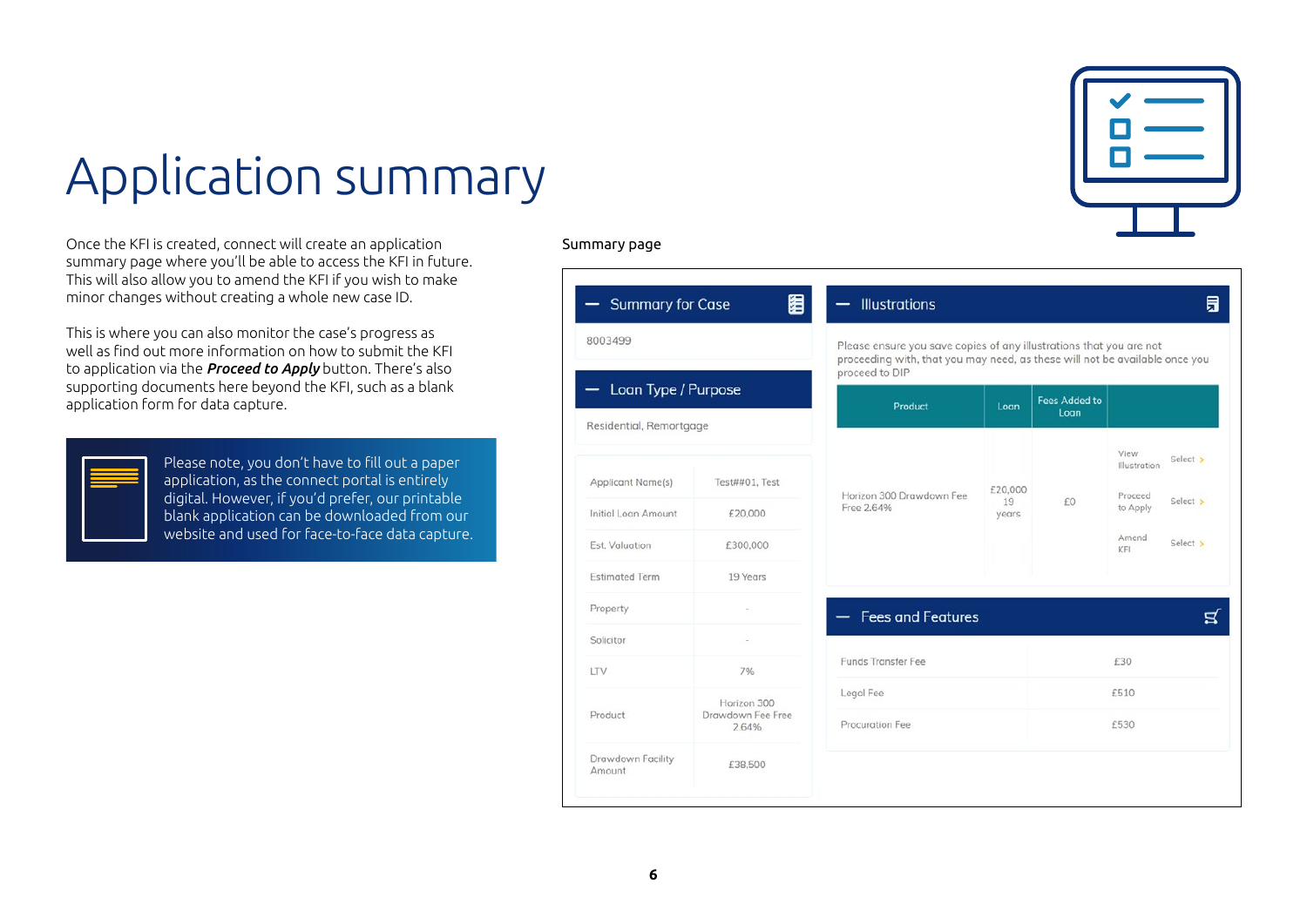# Application summary

Once the KFI is created, connect will create an application summary page where you'll be able to access the KFI in future. This will also allow you to amend the KFI if you wish to make minor changes without creating a whole new case ID.

This is where you can also monitor the case's progress as well as find out more information on how to submit the KFI to application via the ***Proceed to Apply*** button. There's also supporting documents here beyond the KFI, such as a blank application form for data capture.

> Please note, you don't have to fill out a paper application, as the connect portal is entirely digital. However, if you'd prefer, our printable blank application can be downloaded from our website and used for face-to-face data capture.

Summary page

**Summary for Case**

8003499

**Loan Type / Purpose**

Residential, Remortgage

| | |
|---|---|
| Applicant Name(s) | Test##01, Test |
| Initial Loan Amount | £20,000 |
| Est. Valuation | £300,000 |
| Estimated Term | 19 Years |
| Property | - |
| Solicitor | - |
| LTV | 7% |
| Product | Horizon 300 Drawdown Fee Free 2.64% |
| Drawdown Facility Amount | £38,500 |

**Illustrations**

Please ensure you save copies of any illustrations that you are not proceeding with, that you may need, as these will not be available once you proceed to DIP

| Product | Loan | Fees Added to Loan | | |
|---|---|---|---|---|
| Horizon 300 Drawdown Fee Free 2.64% | £20,000 19 years | £0 | View Illustration | Select |
| | | | Proceed to Apply | Select |
| | | | Amend KFI | Select |

**Fees and Features**

| | |
|---|---|
| Funds Transfer Fee | £30 |
| Legal Fee | £510 |
| Procuration Fee | £530 |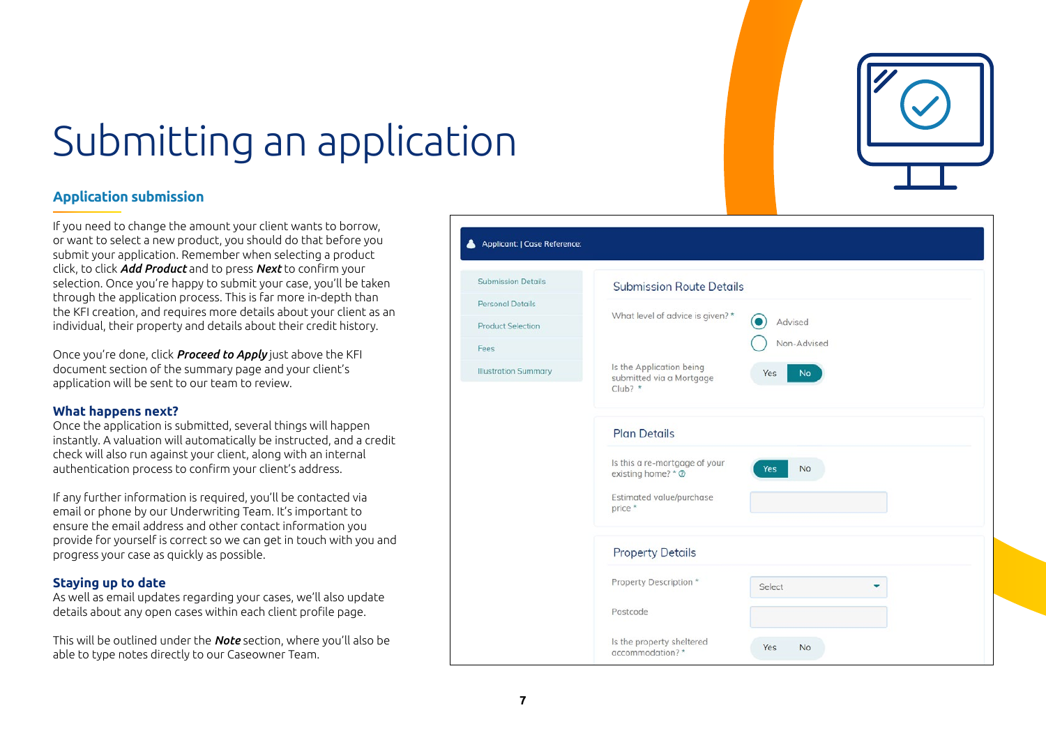# Submitting an application

## Application submission

If you need to change the amount your client wants to borrow, or want to select a new product, you should do that before you submit your application. Remember when selecting a product click, to click ***Add Product*** and to press ***Next*** to confirm your selection. Once you're happy to submit your case, you'll be taken through the application process. This is far more in-depth than the KFI creation, and requires more details about your client as an individual, their property and details about their credit history.

Once you're done, click ***Proceed to Apply*** just above the KFI document section of the summary page and your client's application will be sent to our team to review.

### What happens next?

Once the application is submitted, several things will happen instantly. A valuation will automatically be instructed, and a credit check will also run against your client, along with an internal authentication process to confirm your client's address.

If any further information is required, you'll be contacted via email or phone by our Underwriting Team. It's important to ensure the email address and other contact information you provide for yourself is correct so we can get in touch with you and progress your case as quickly as possible.

### Staying up to date

As well as email updates regarding your cases, we'll also update details about any open cases within each client profile page.

This will be outlined under the ***Note*** section, where you'll also be able to type notes directly to our Caseowner Team.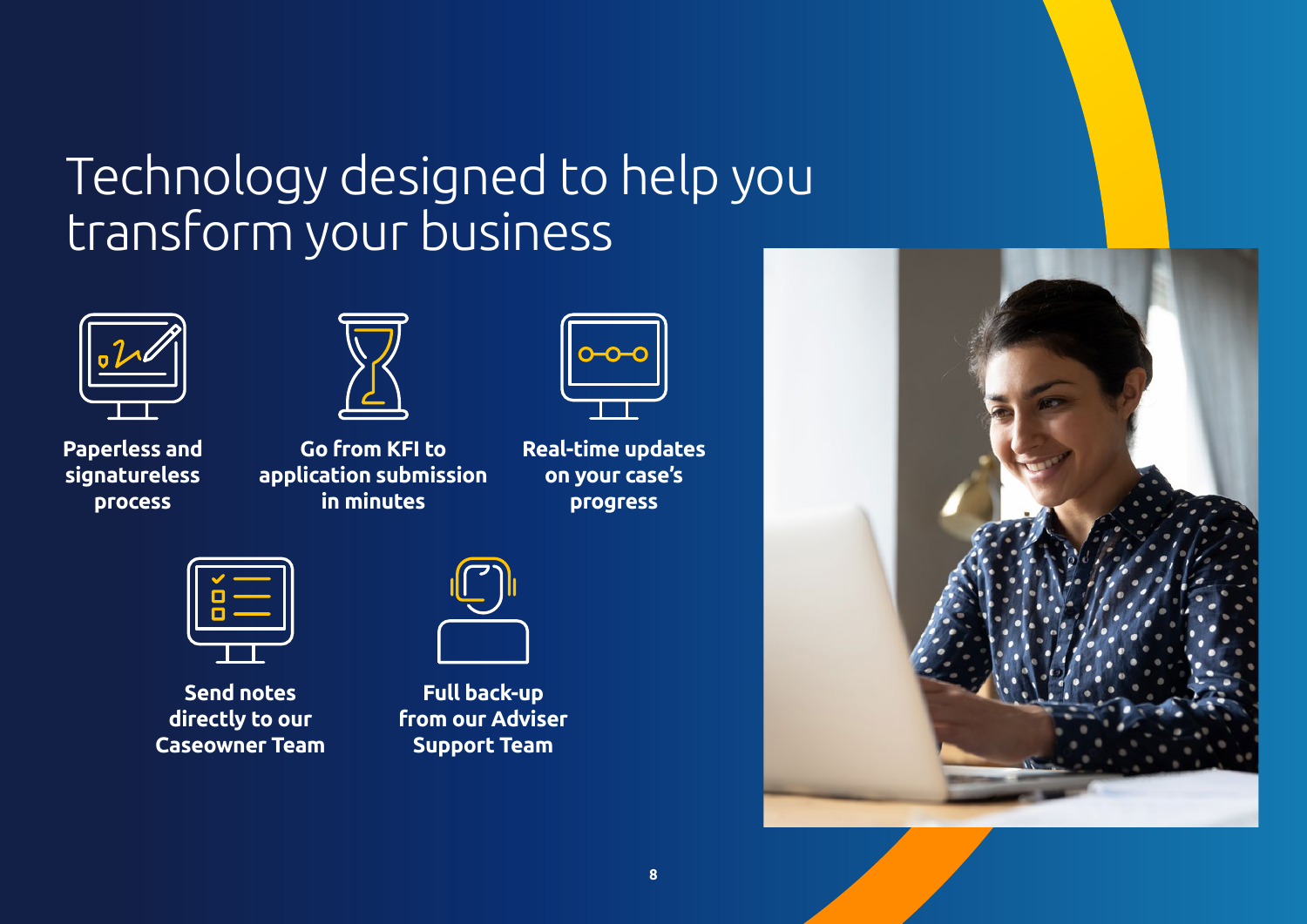# Technology designed to help you transform your business

**Paperless and signatureless process**

**Go from KFI to application submission in minutes**

**Real-time updates on your case's progress**

**Send notes directly to our Caseowner Team**

**Full back-up from our Adviser Support Team**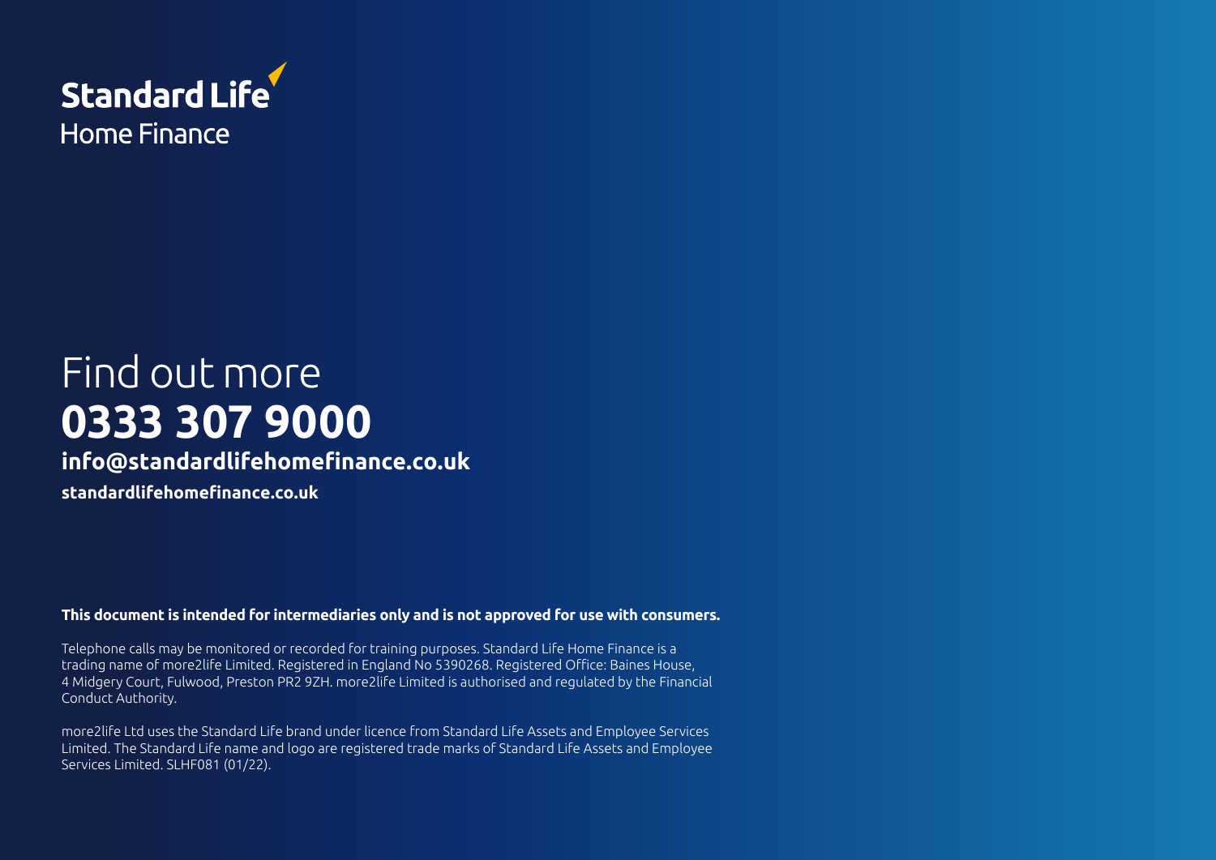**Standard Life**
Home Finance

# Find out more

## 0333 307 9000

**info@standardlifehomefinance.co.uk**

**standardlifehomefinance.co.uk**

**This document is intended for intermediaries only and is not approved for use with consumers.**

Telephone calls may be monitored or recorded for training purposes. Standard Life Home Finance is a trading name of more2life Limited. Registered in England No 5390268. Registered Office: Baines House, 4 Midgery Court, Fulwood, Preston PR2 9ZH. more2life Limited is authorised and regulated by the Financial Conduct Authority.

more2life Ltd uses the Standard Life brand under licence from Standard Life Assets and Employee Services Limited. The Standard Life name and logo are registered trade marks of Standard Life Assets and Employee Services Limited. SLHF081 (01/22).